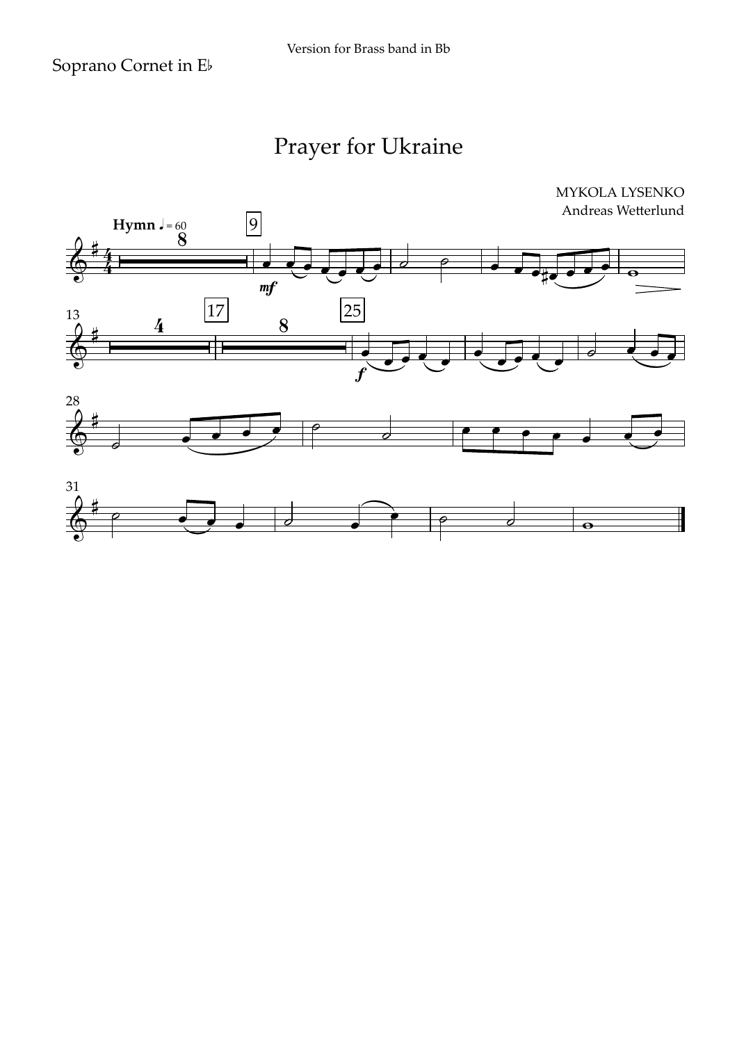Soprano Cornet in E♭

Version for Brass band in Bb

# Prayer for Ukraine

MYKOLA LYSENKO
Andreas Wetterlund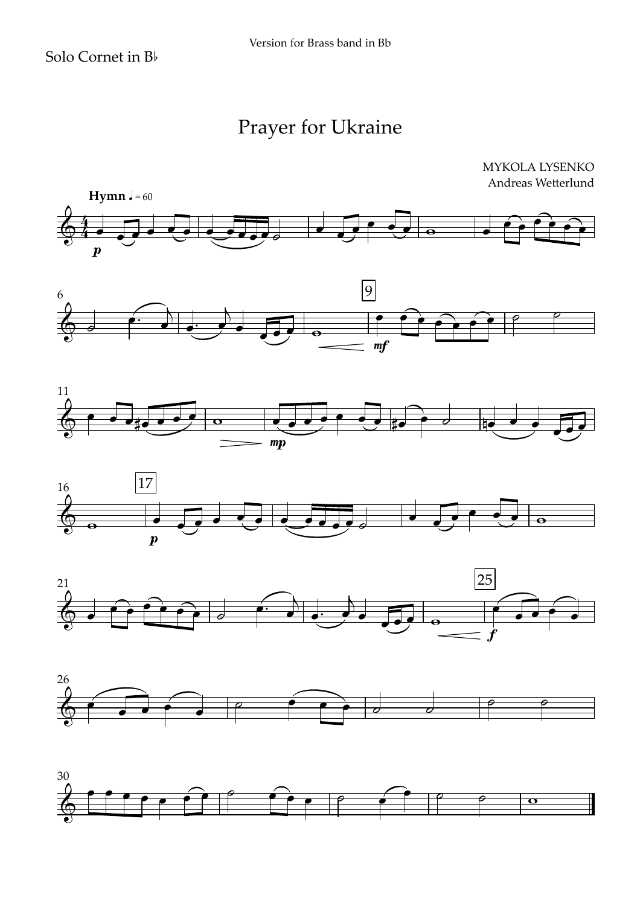Solo Cornet in B♭

Version for Brass band in Bb

# Prayer for Ukraine

MYKOLA LYSENKO
Andreas Wetterlund

**Hymn** ♩ = 60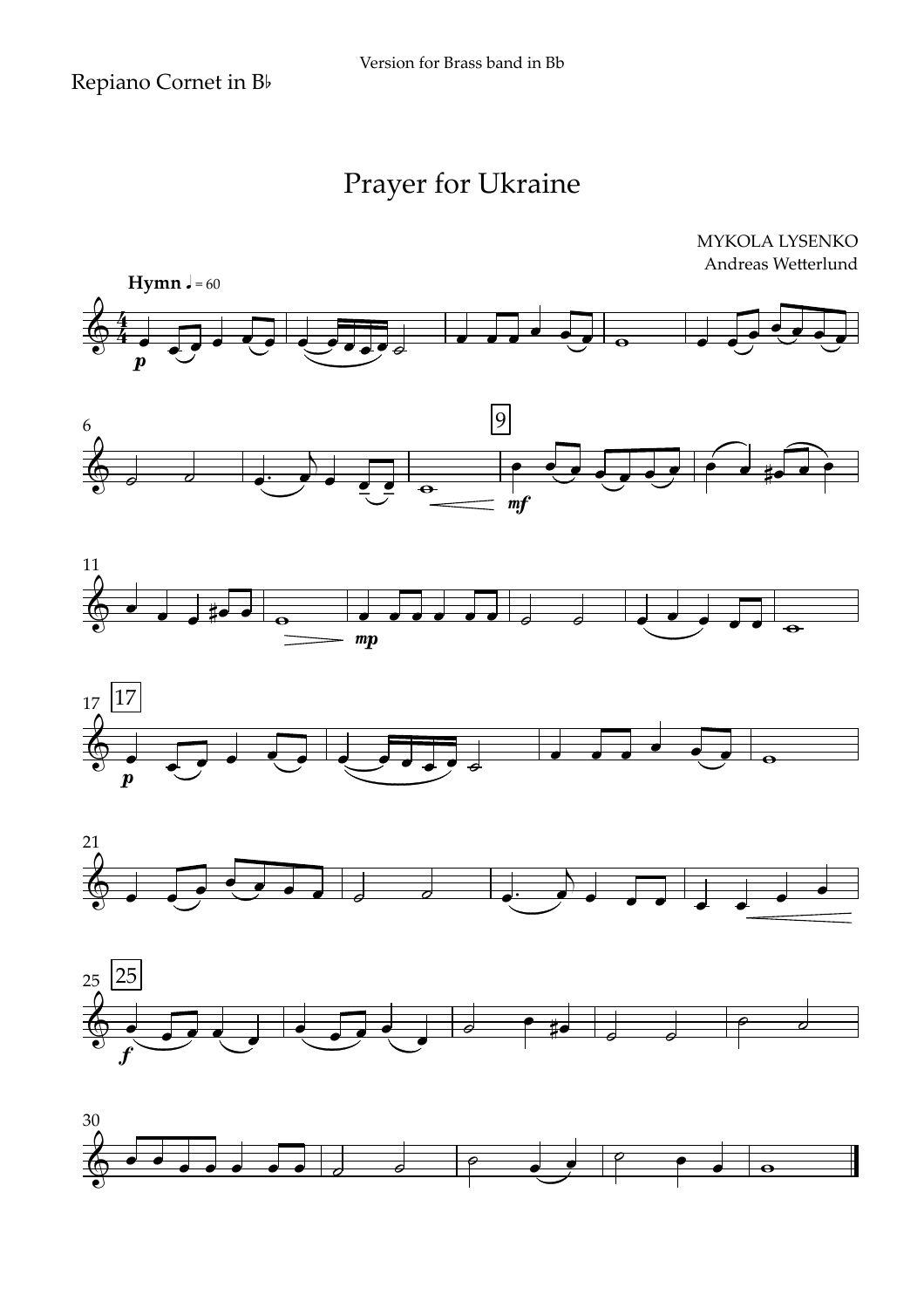Version for Brass band in Bb

Repiano Cornet in B♭

# Prayer for Ukraine

MYKOLA LYSENKO
Andreas Wetterlund

**Hymn** ♩ = 60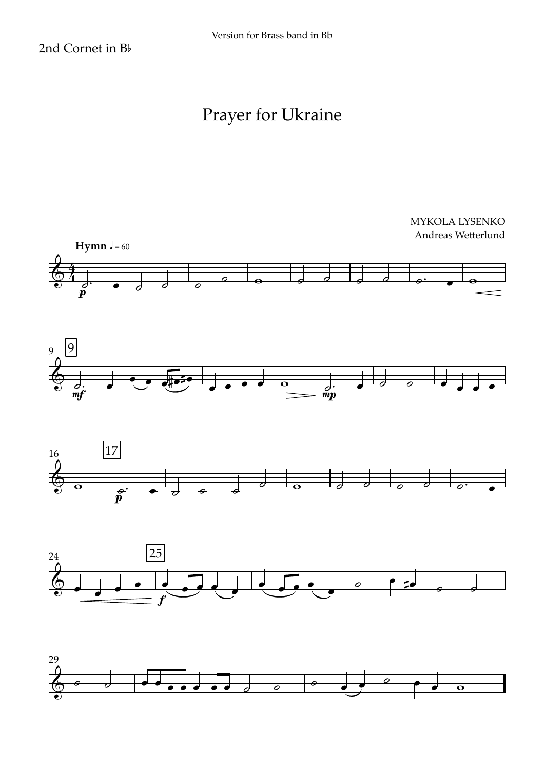2nd Cornet in B♭

Version for Brass band in Bb

# Prayer for Ukraine

MYKOLA LYSENKO
Andreas Wetterlund

**Hymn** ♩ = 60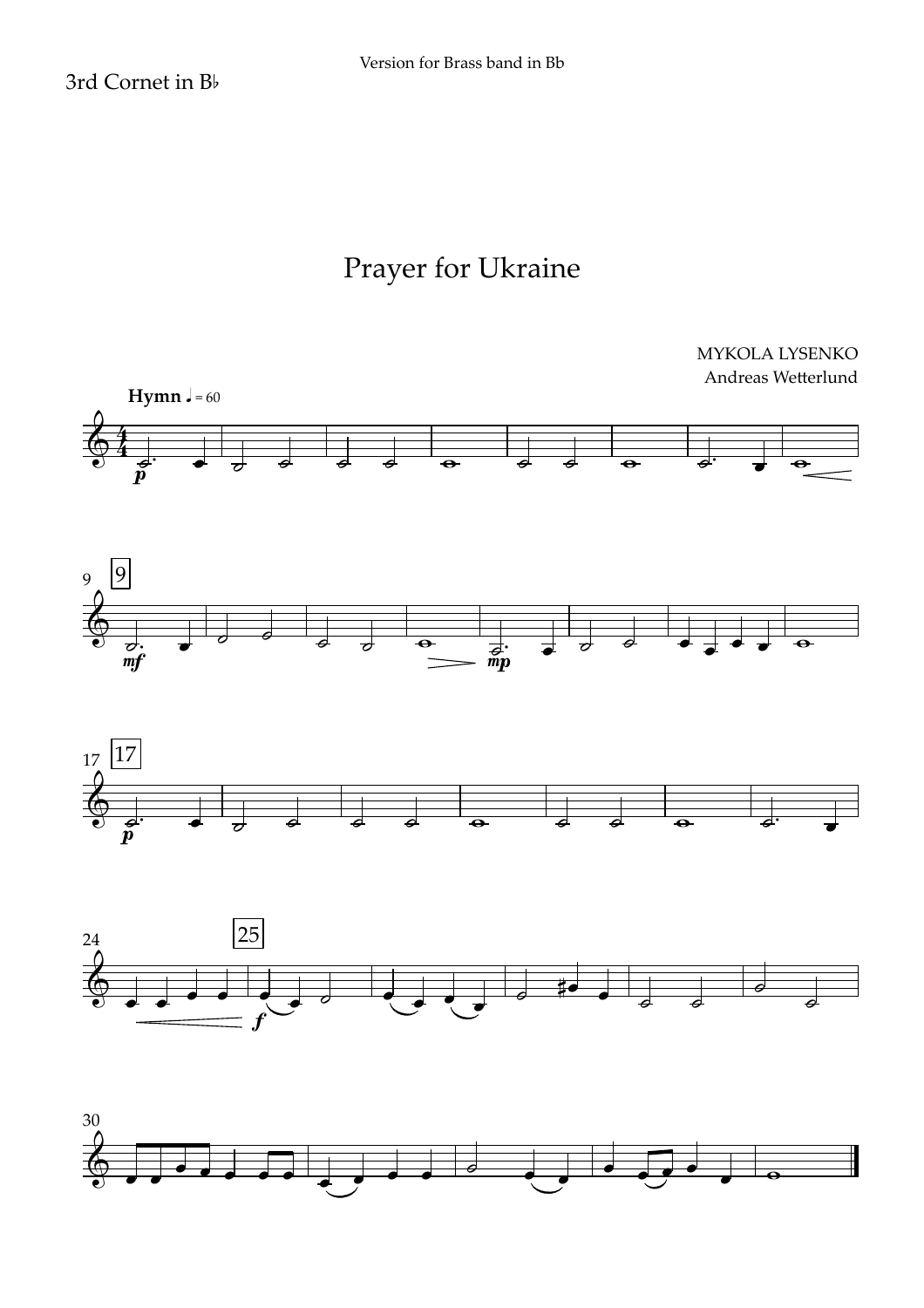3rd Cornet in B♭

Version for Brass band in Bb

# Prayer for Ukraine

MYKOLA LYSENKO
Andreas Wetterlund

**Hymn** ♩ = 60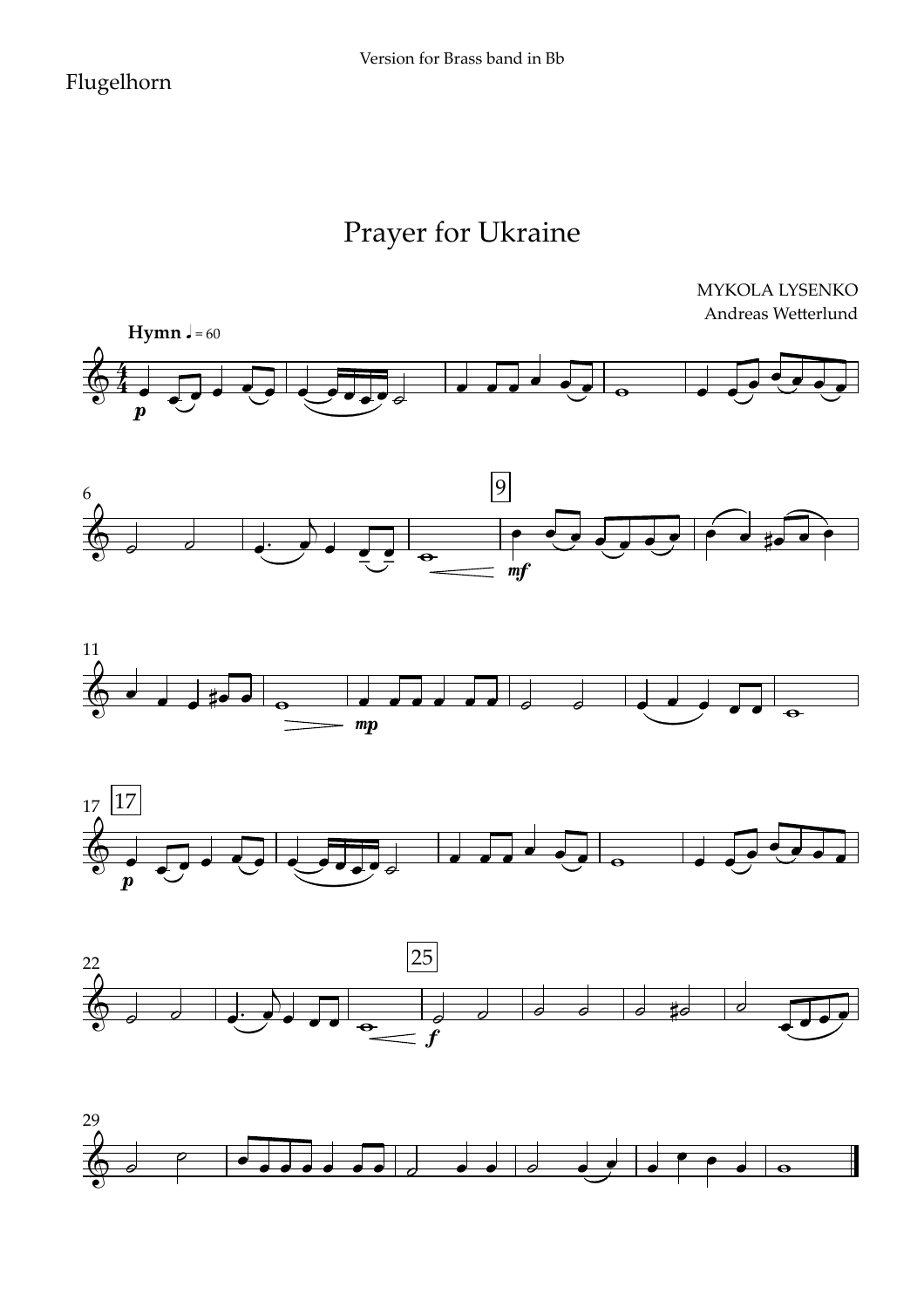Flugelhorn

Version for Brass band in Bb

# Prayer for Ukraine

MYKOLA LYSENKO
Andreas Wetterlund

**Hymn** ♩ = 60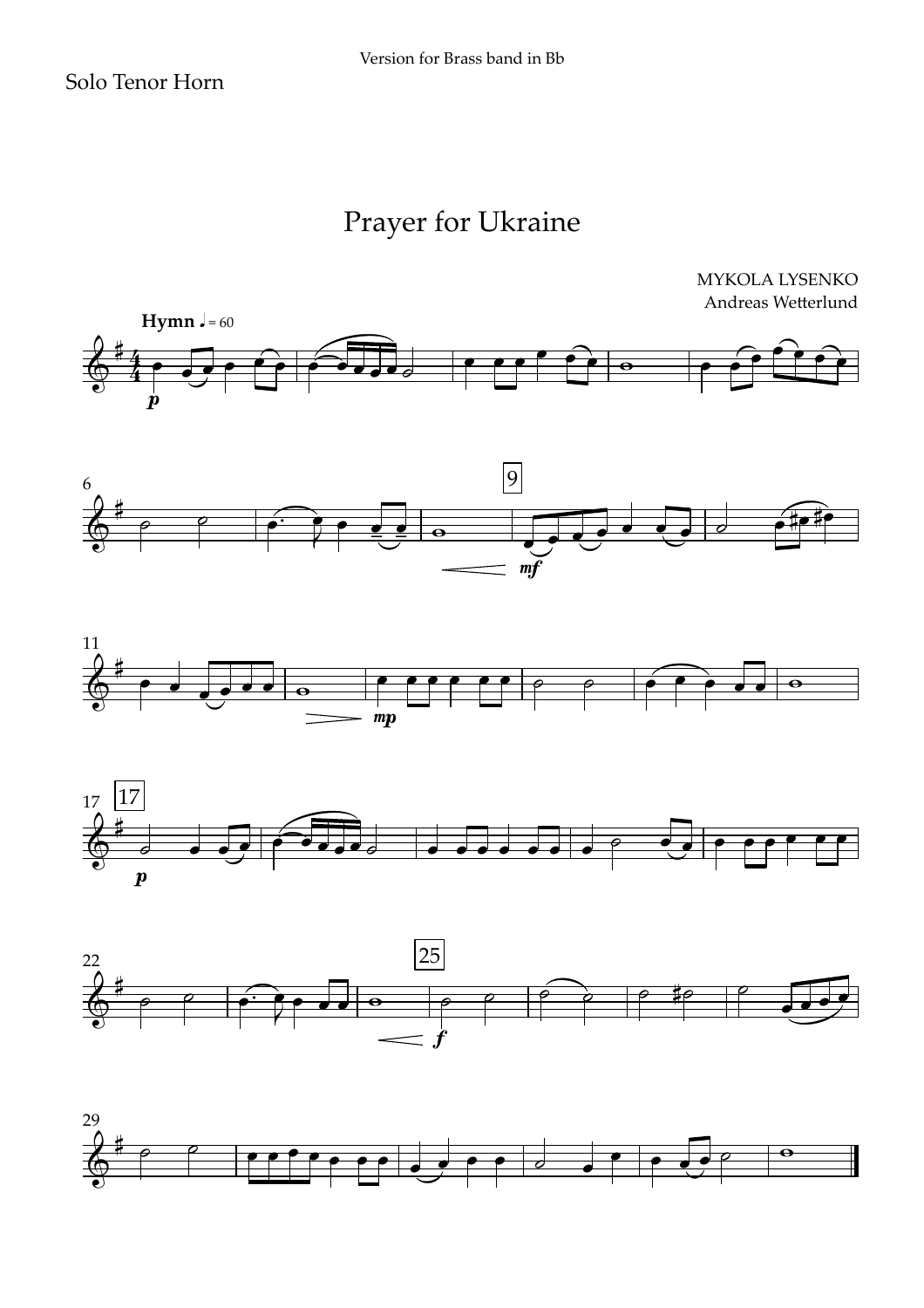Version for Brass band in Bb

Solo Tenor Horn

# Prayer for Ukraine

MYKOLA LYSENKO
Andreas Wetterlund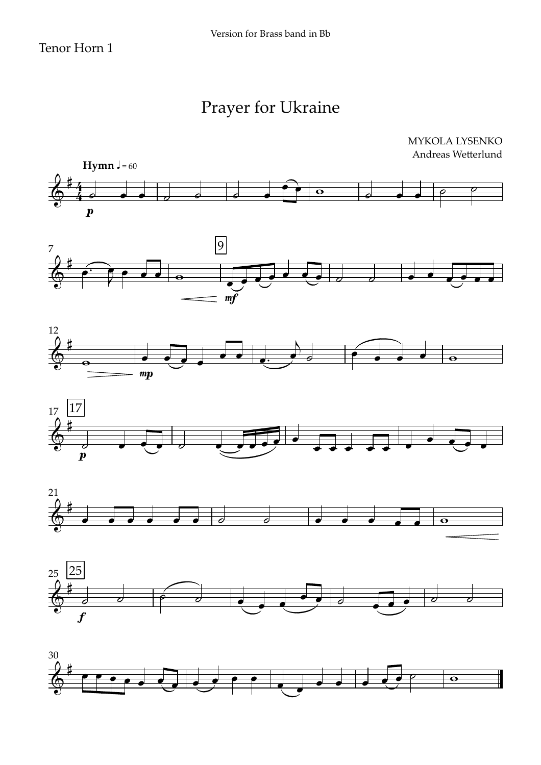Tenor Horn 1

Version for Brass band in Bb

# Prayer for Ukraine

MYKOLA LYSENKO
Andreas Wetterlund

**Hymn** ♩ = 60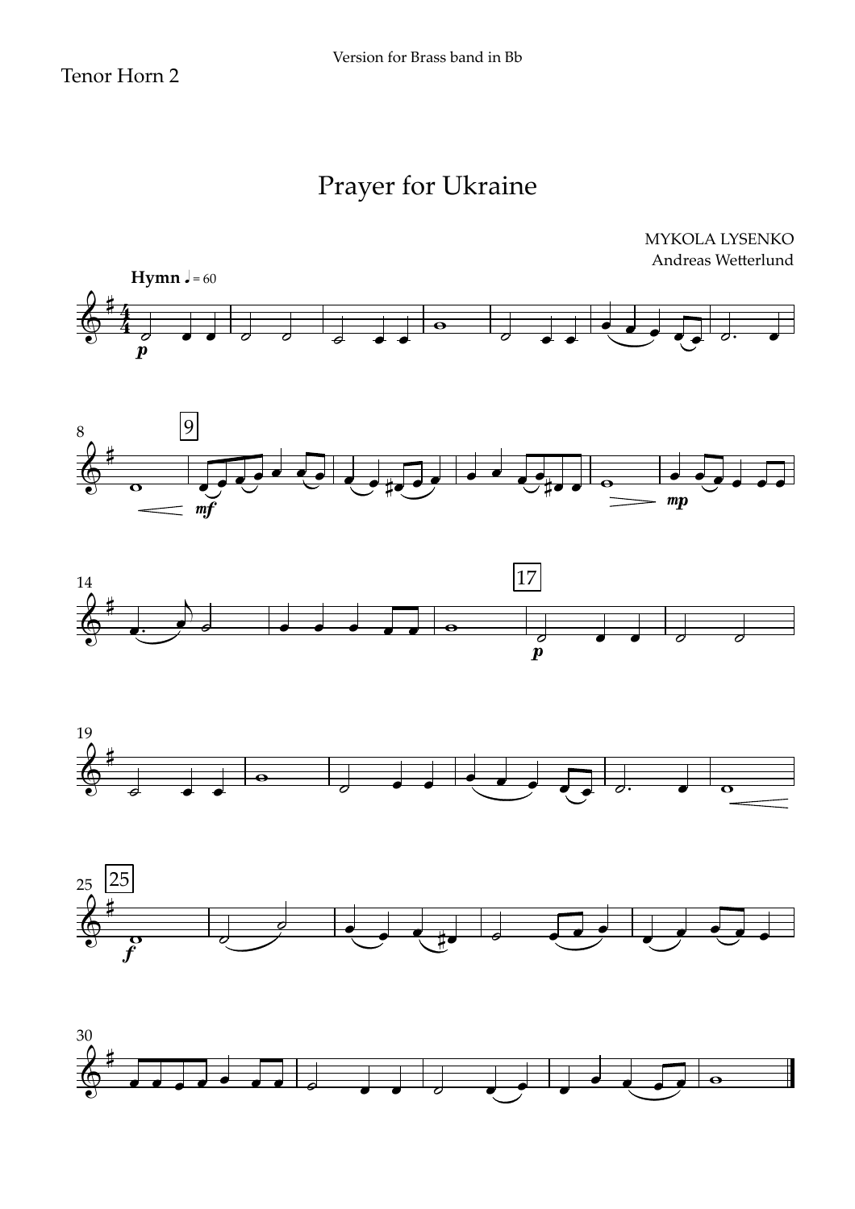Tenor Horn 2

Version for Brass band in Bb

# Prayer for Ukraine

MYKOLA LYSENKO
Andreas Wetterlund

**Hymn** ♩ = 60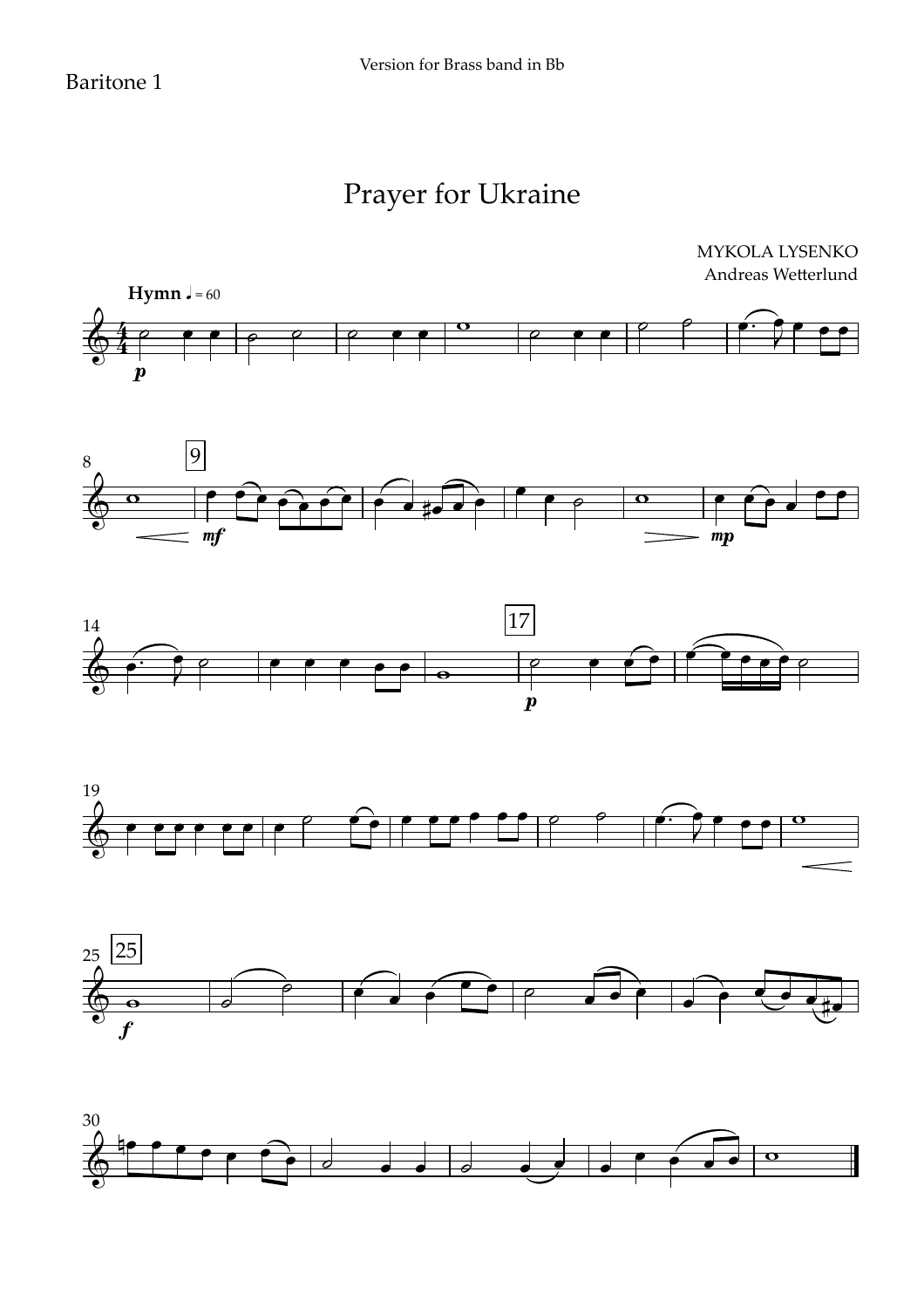Baritone 1

Version for Brass band in Bb

# Prayer for Ukraine

MYKOLA LYSENKO
Andreas Wetterlund

**Hymn** ♩ = 60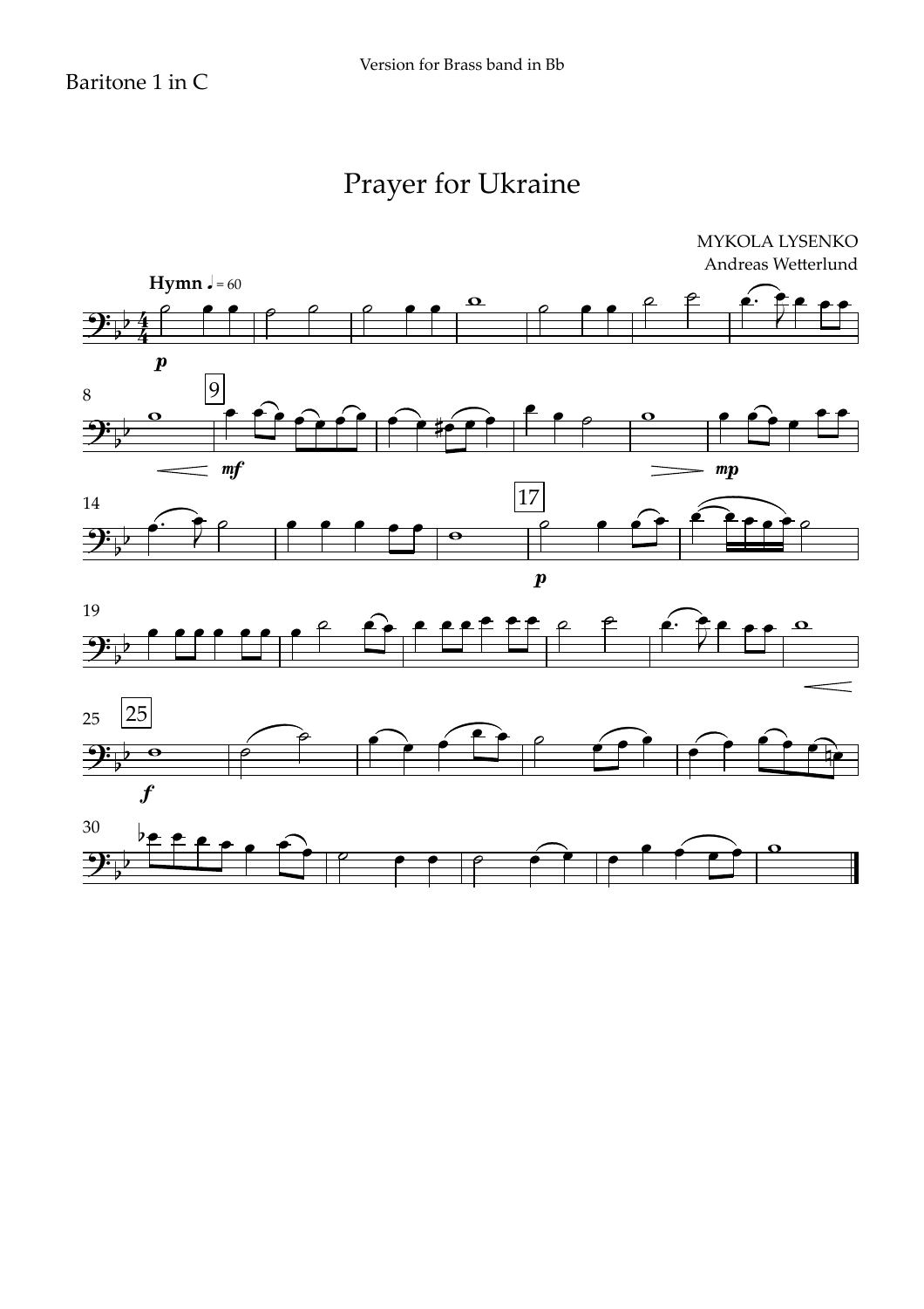Baritone 1 in C

Version for Brass band in Bb

# Prayer for Ukraine

MYKOLA LYSENKO
Andreas Wetterlund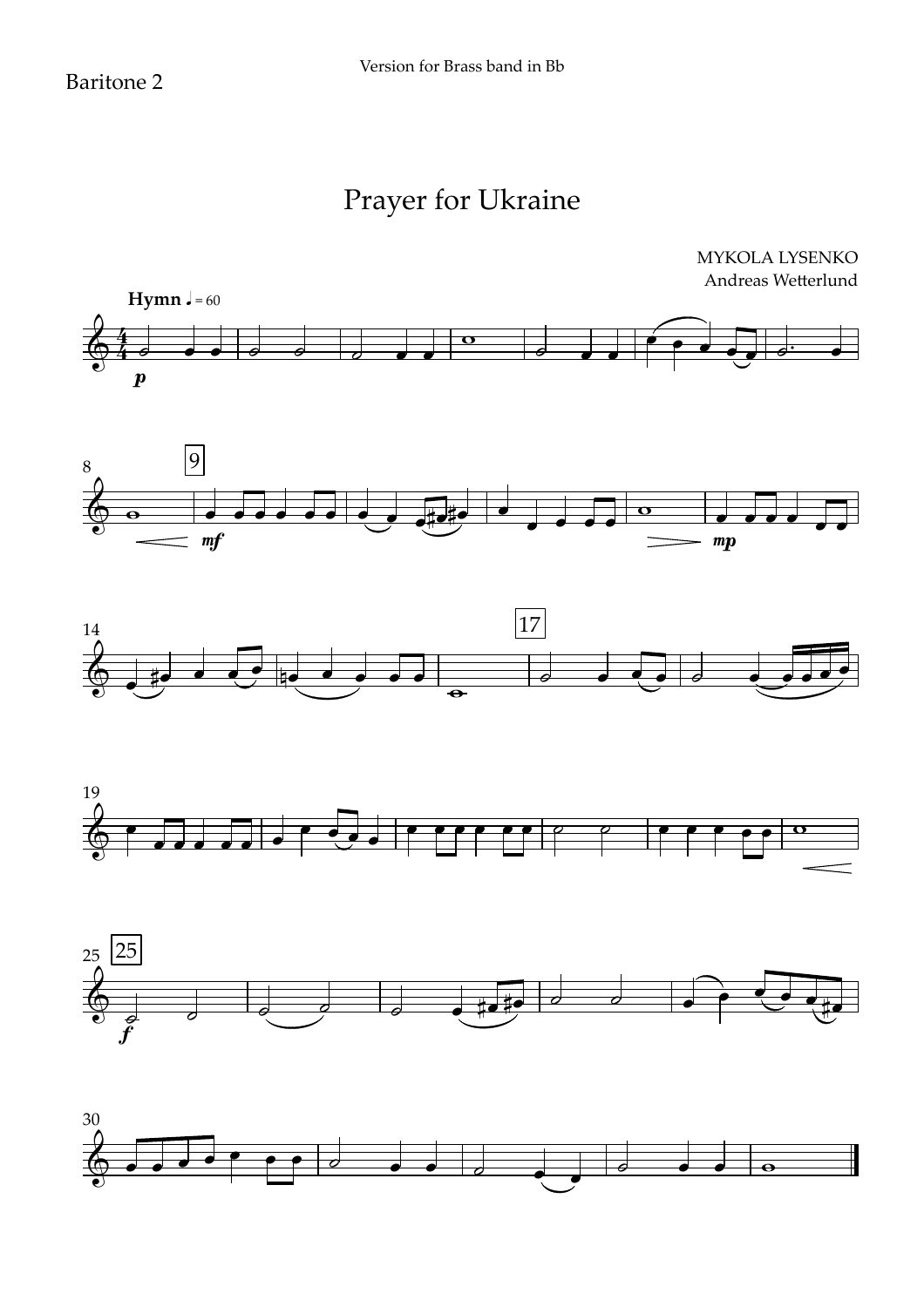Baritone 2

Version for Brass band in Bb

# Prayer for Ukraine

MYKOLA LYSENKO
Andreas Wetterlund

**Hymn** ♩ = 60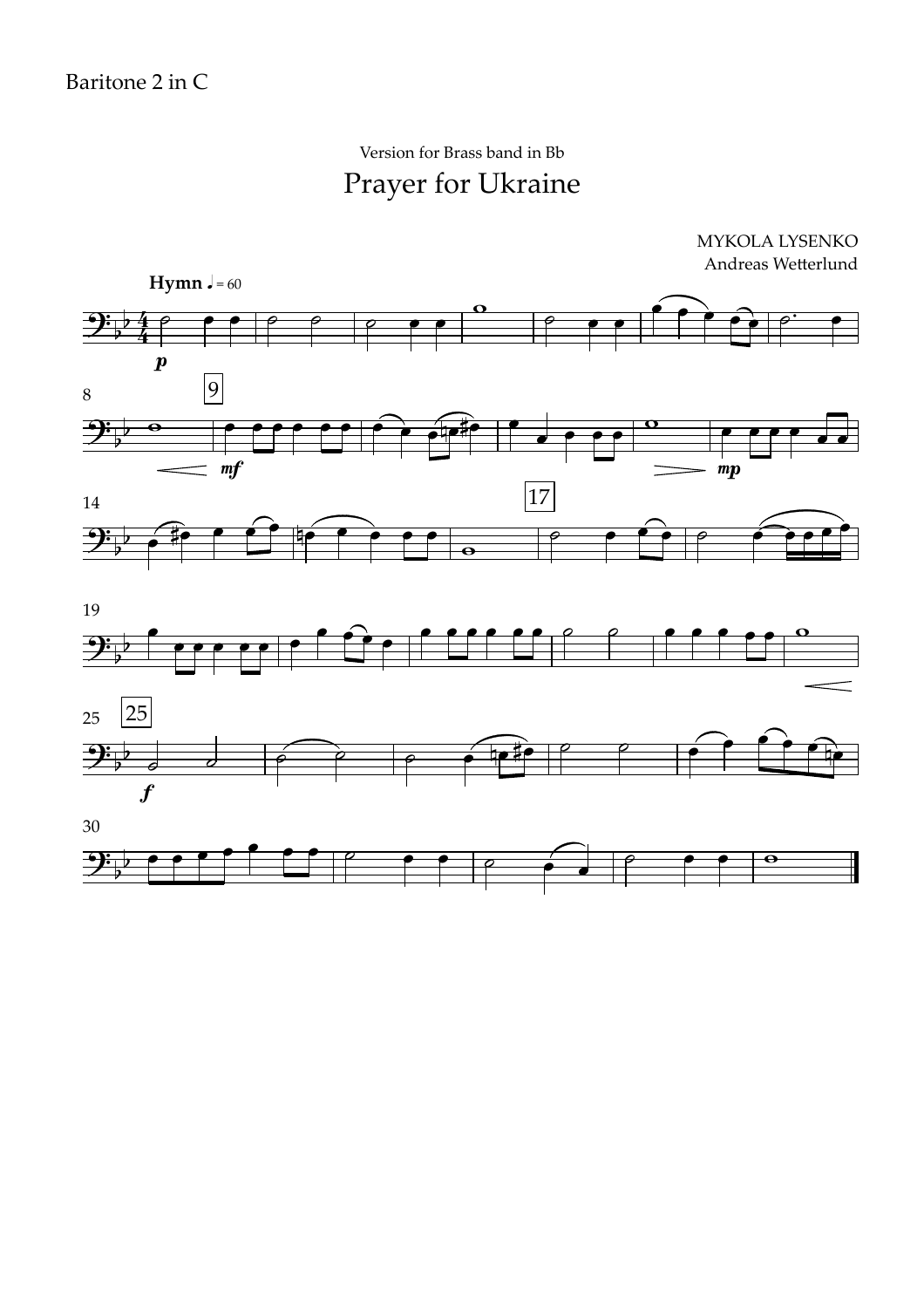Baritone 2 in C

Version for Brass band in Bb

# Prayer for Ukraine

MYKOLA LYSENKO
Andreas Wetterlund

**Hymn** ♩ = 60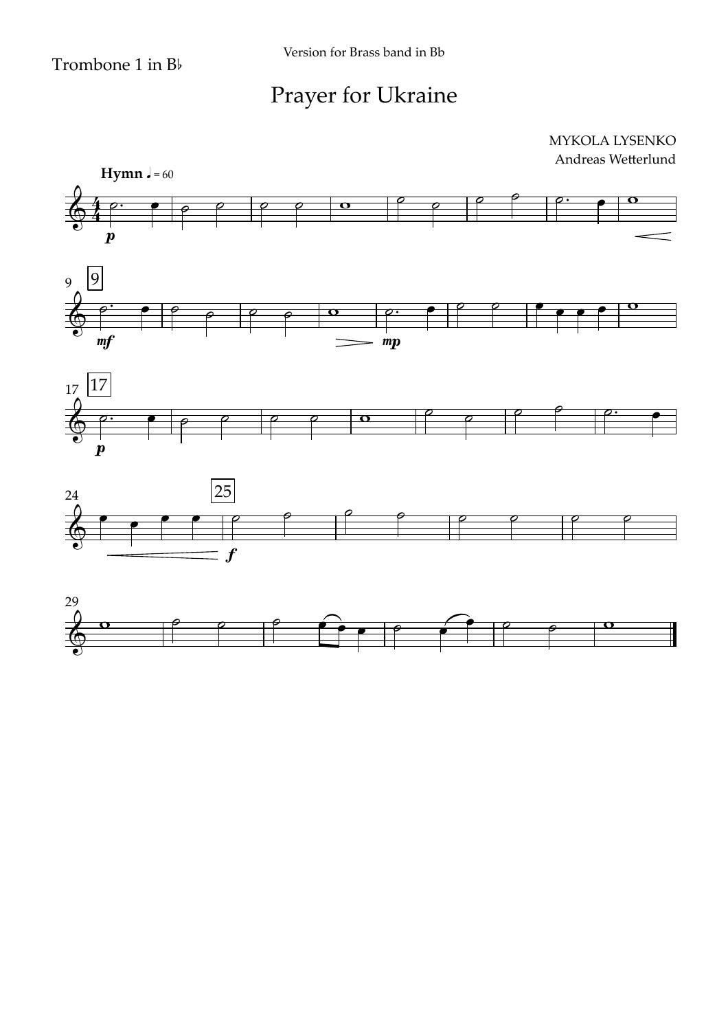Trombone 1 in B♭

Version for Brass band in Bb

# Prayer for Ukraine

MYKOLA LYSENKO
Andreas Wetterlund

**Hymn** ♩ = 60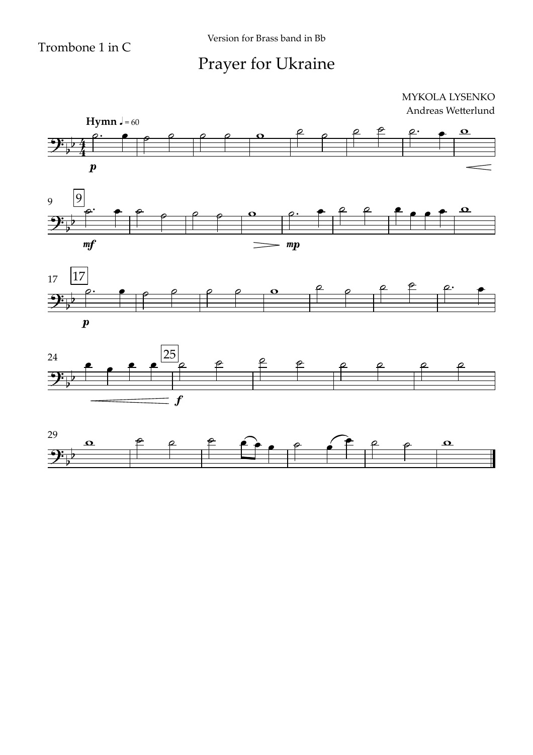Trombone 1 in C

Version for Brass band in Bb

# Prayer for Ukraine

MYKOLA LYSENKO
Andreas Wetterlund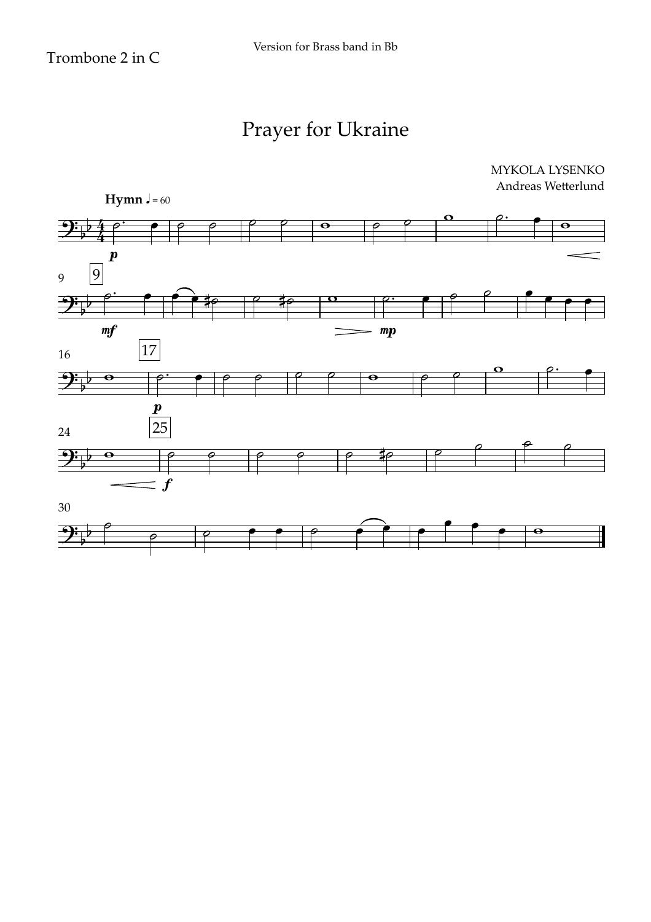Trombone 2 in C

Version for Brass band in Bb

# Prayer for Ukraine

MYKOLA LYSENKO
Andreas Wetterlund

**Hymn** ♩ = 60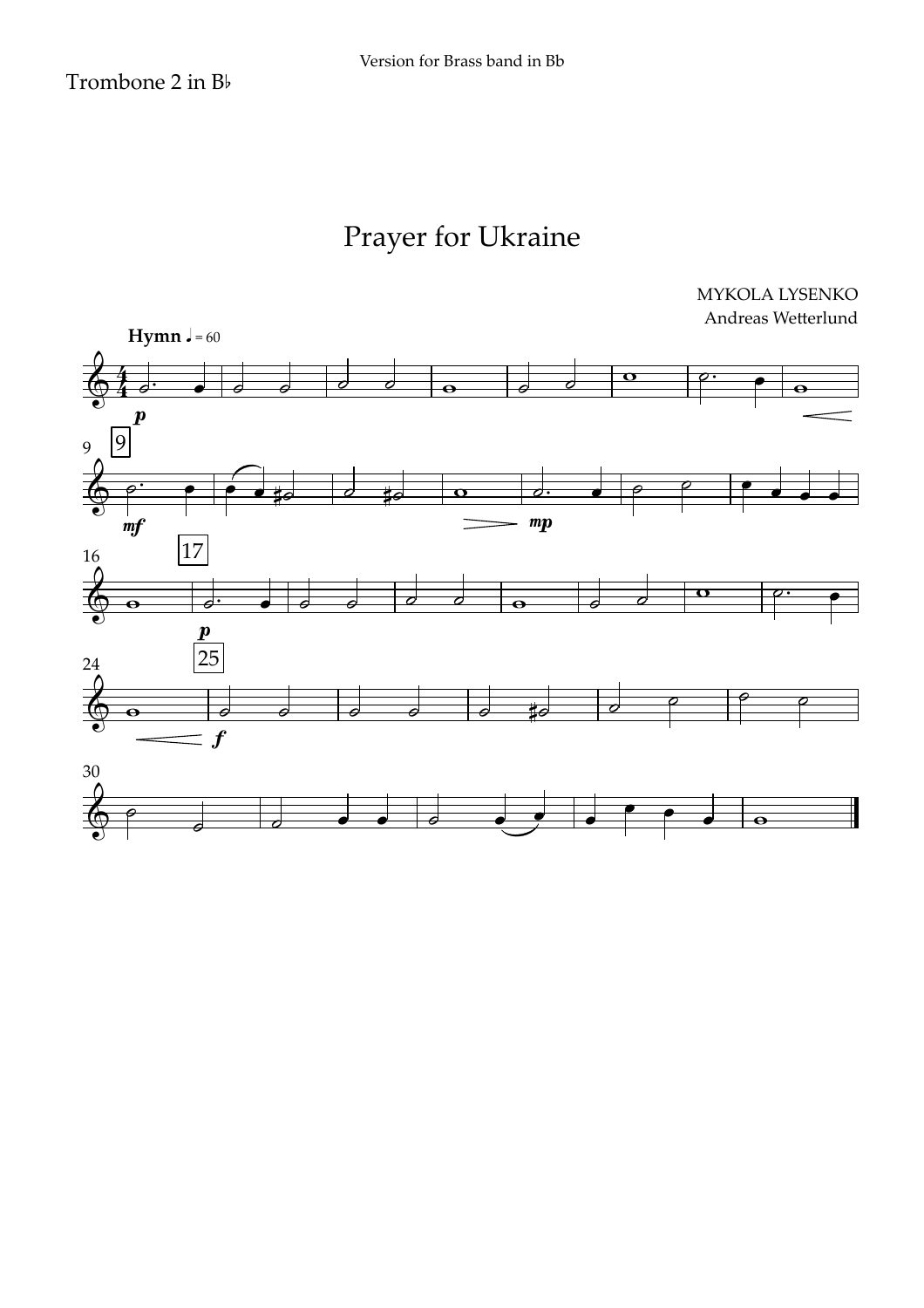Trombone 2 in B♭

Version for Brass band in Bb

# Prayer for Ukraine

MYKOLA LYSENKO
Andreas Wetterlund

**Hymn** ♩ = 60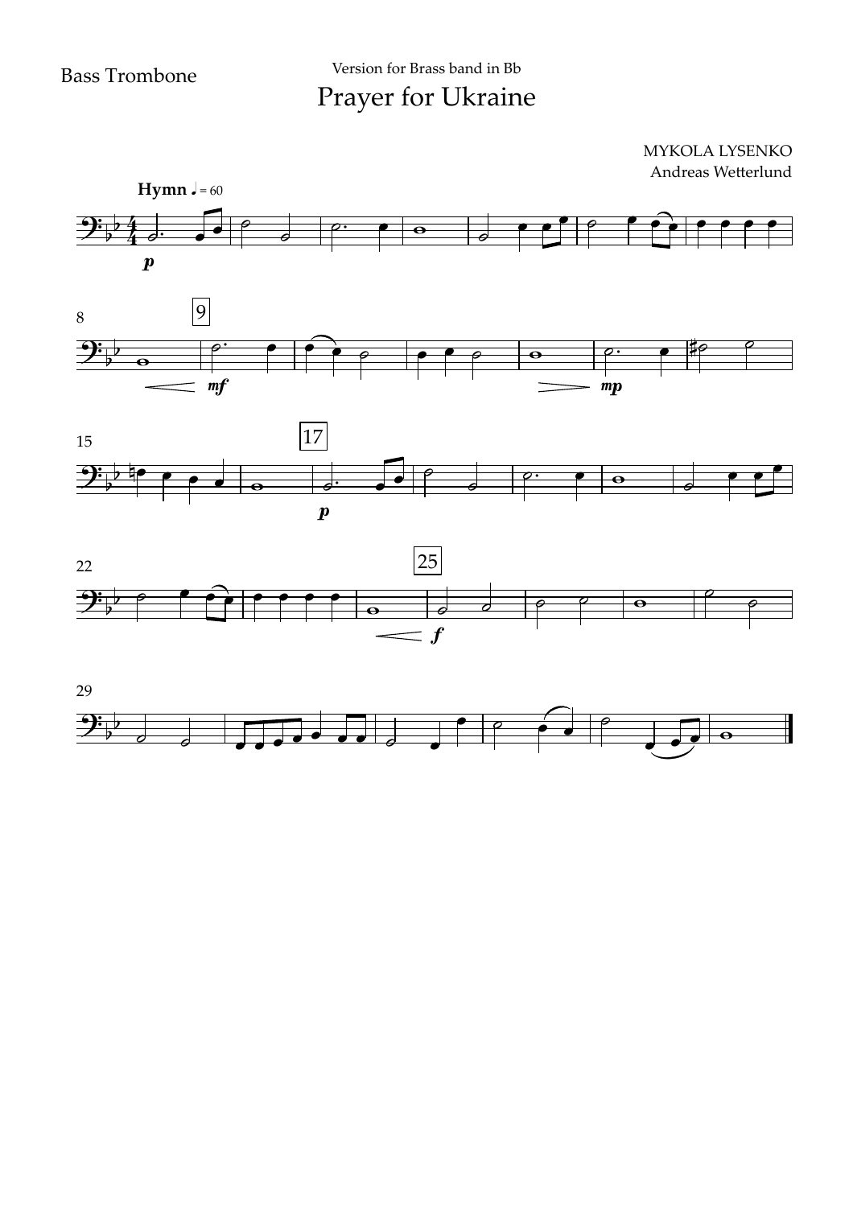Bass Trombone

Version for Brass band in Bb

# Prayer for Ukraine

MYKOLA LYSENKO
Andreas Wetterlund

**Hymn** ♩ = 60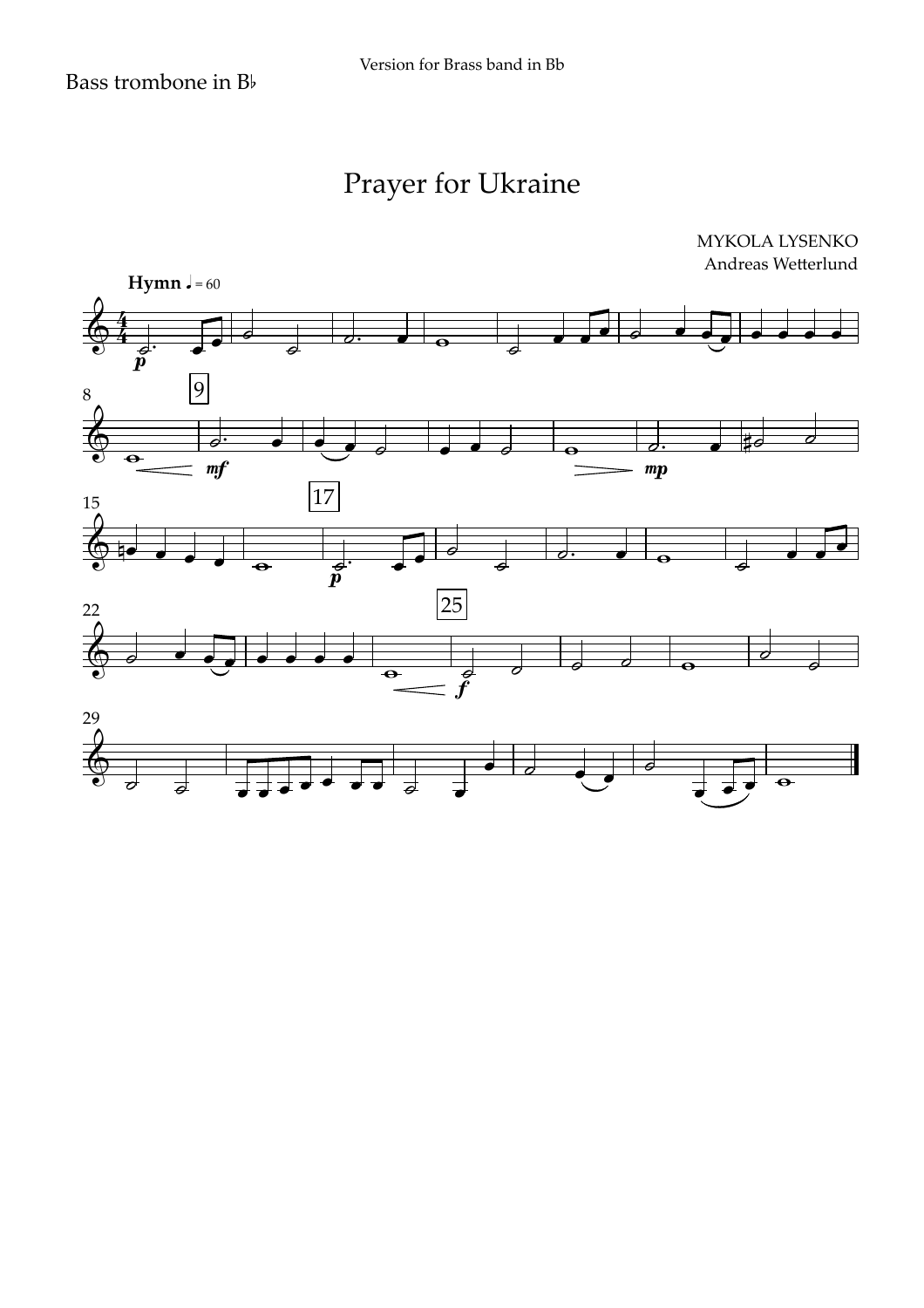Bass trombone in B♭

Version for Brass band in Bb

# Prayer for Ukraine

MYKOLA LYSENKO
Andreas Wetterlund

**Hymn** ♩ = 60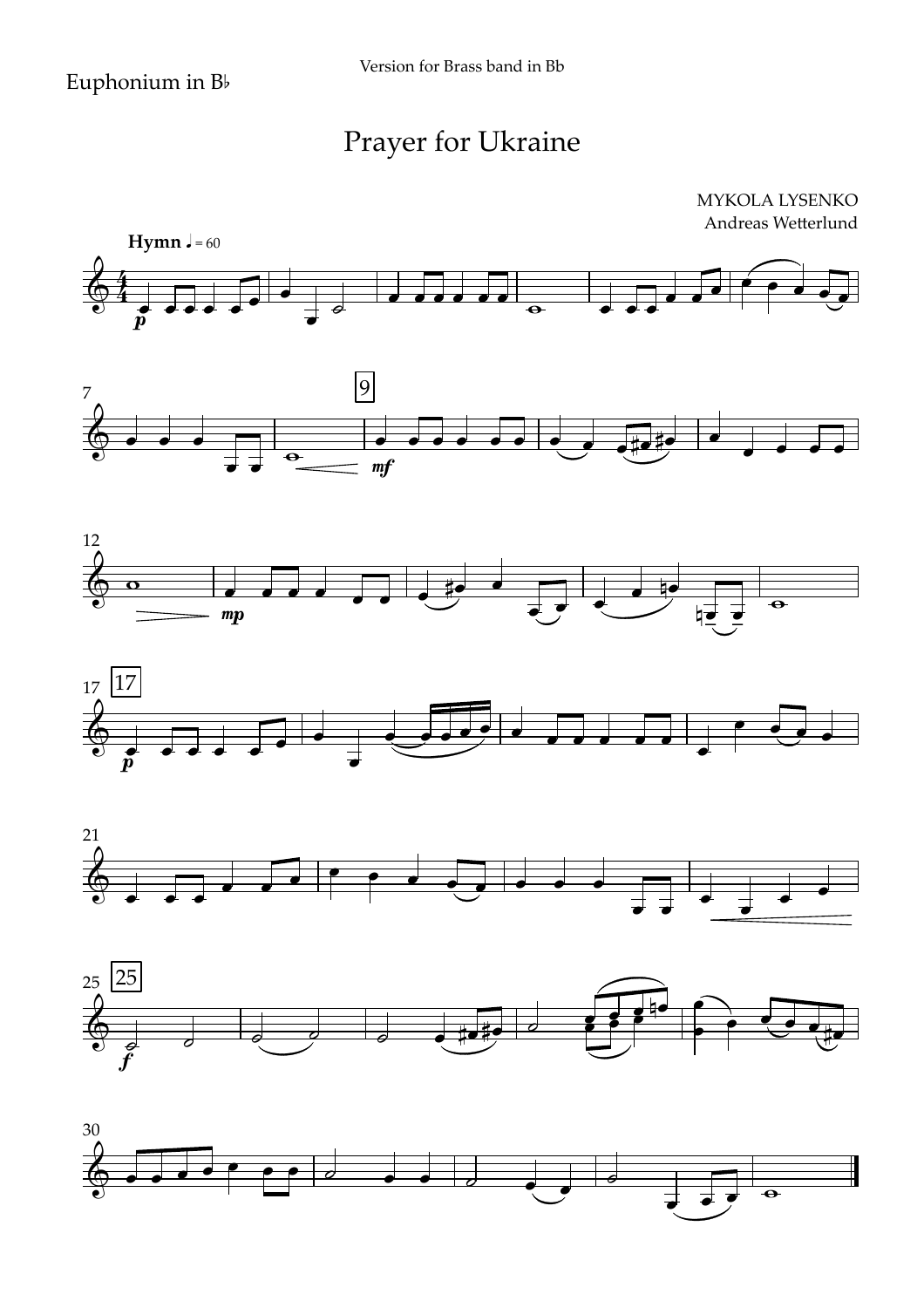Euphonium in B♭

Version for Brass band in Bb

# Prayer for Ukraine

MYKOLA LYSENKO
Andreas Wetterlund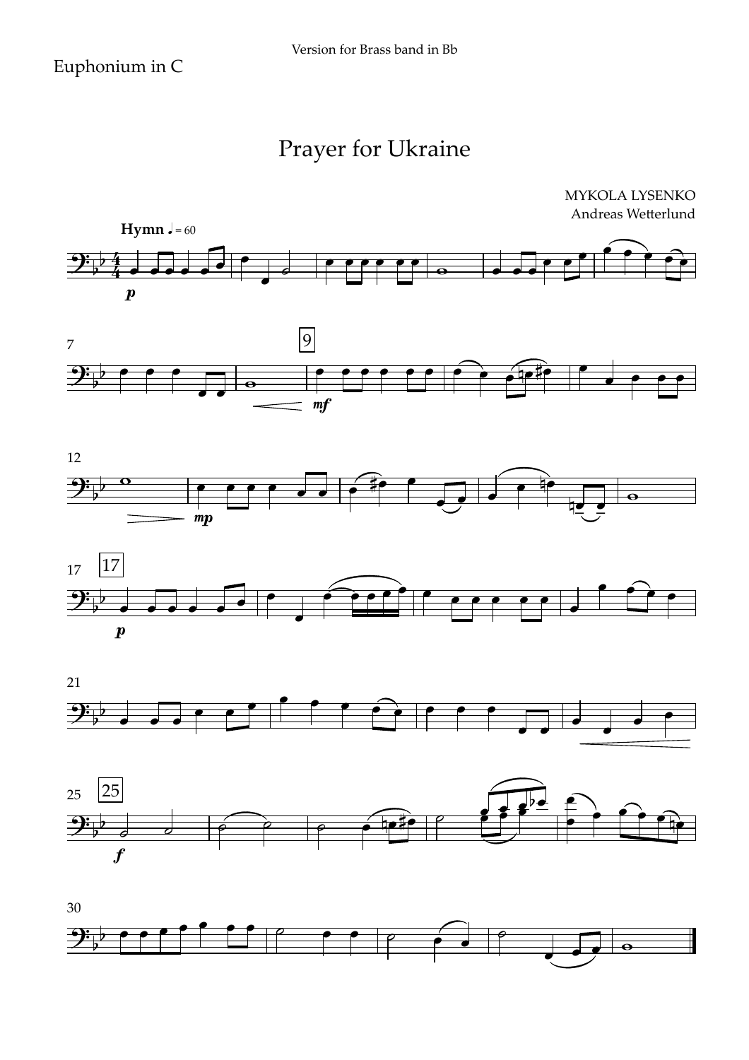Euphonium in C

Version for Brass band in Bb

# Prayer for Ukraine

MYKOLA LYSENKO
Andreas Wetterlund

**Hymn** ♩ = 60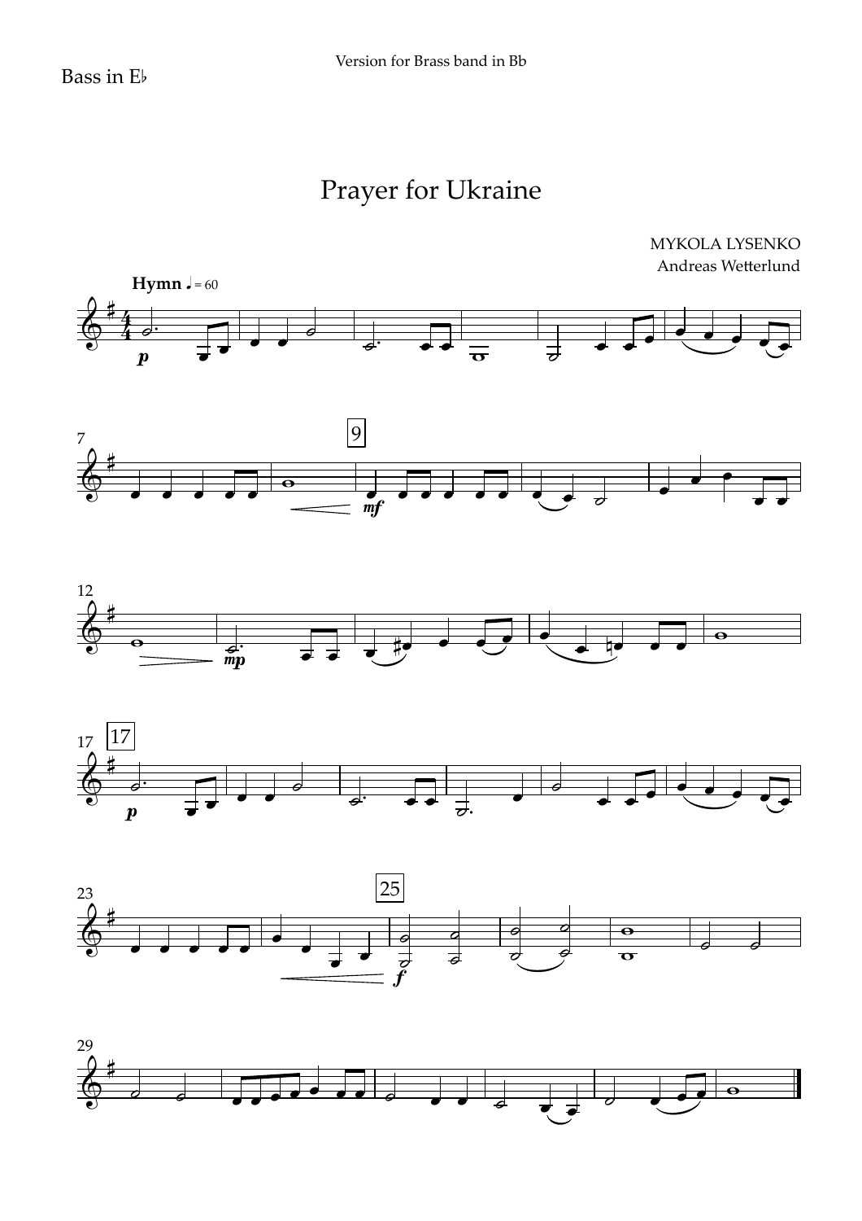Bass in E♭

Version for Brass band in Bb

# Prayer for Ukraine

MYKOLA LYSENKO
Andreas Wetterlund

**Hymn** ♩ = 60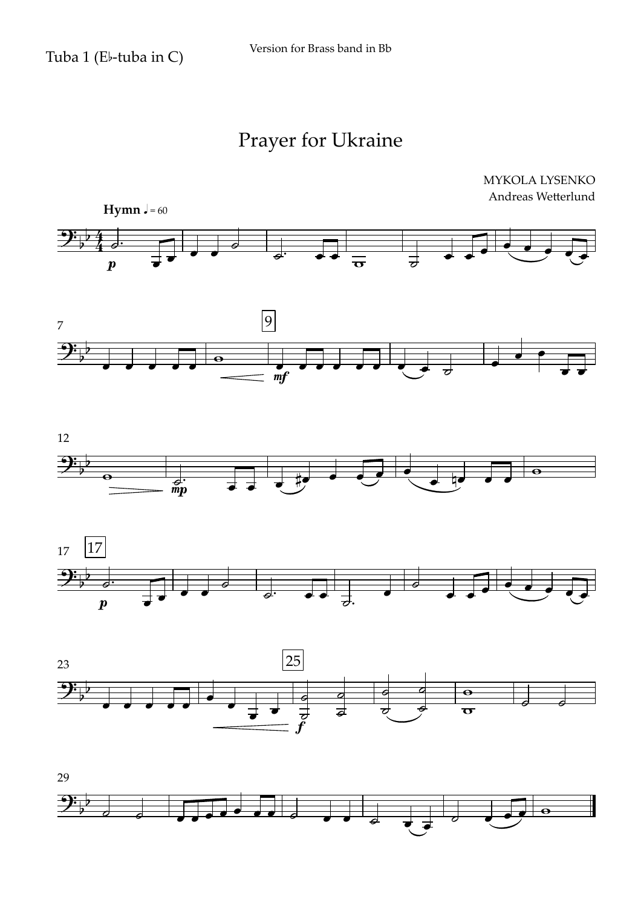Tuba 1 (E♭-tuba in C)

Version for Brass band in Bb

# Prayer for Ukraine

MYKOLA LYSENKO
Andreas Wetterlund

**Hymn** ♩ = 60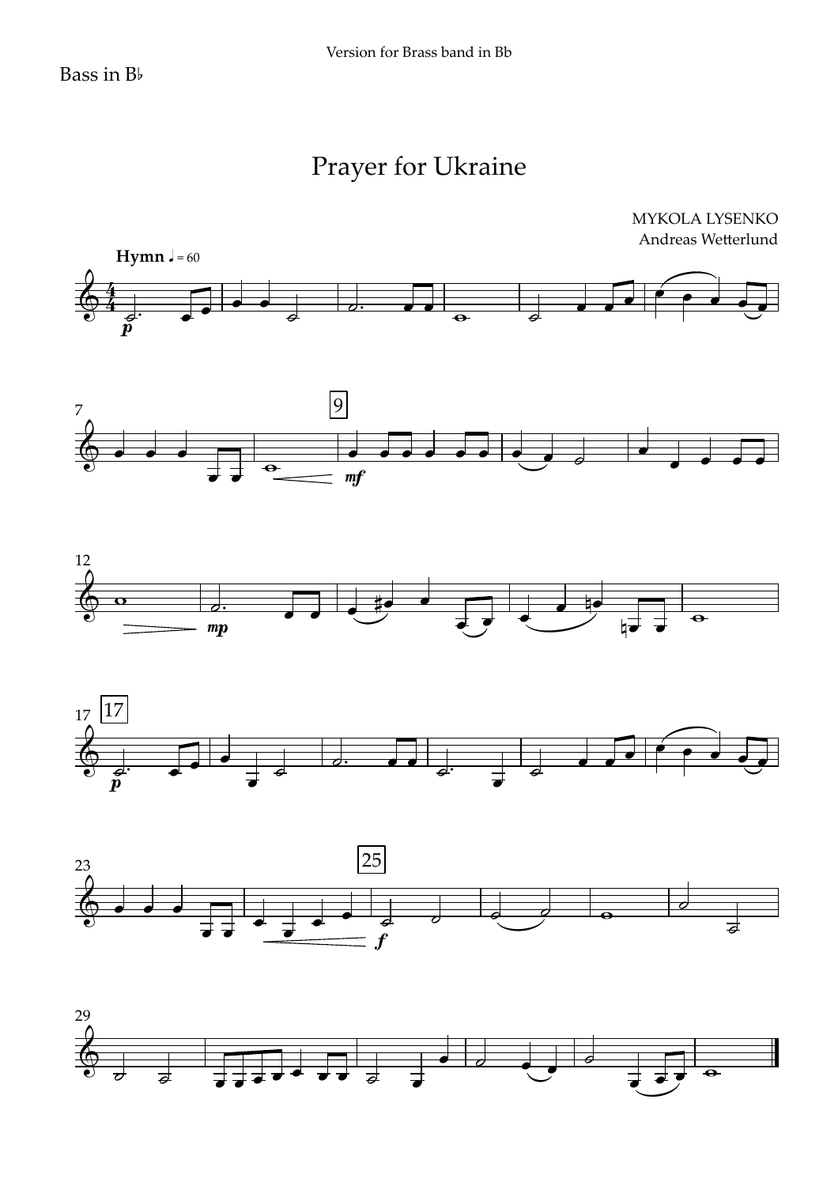Bass in B♭

Version for Brass band in Bb

# Prayer for Ukraine

MYKOLA LYSENKO
Andreas Wetterlund

**Hymn** ♩ = 60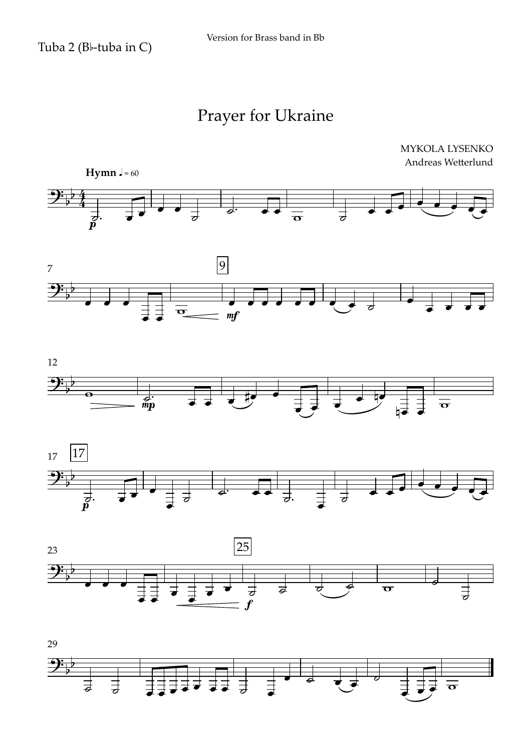Tuba 2 (B♭-tuba in C)

Version for Brass band in Bb

# Prayer for Ukraine

MYKOLA LYSENKO
Andreas Wetterlund

**Hymn** ♩ = 60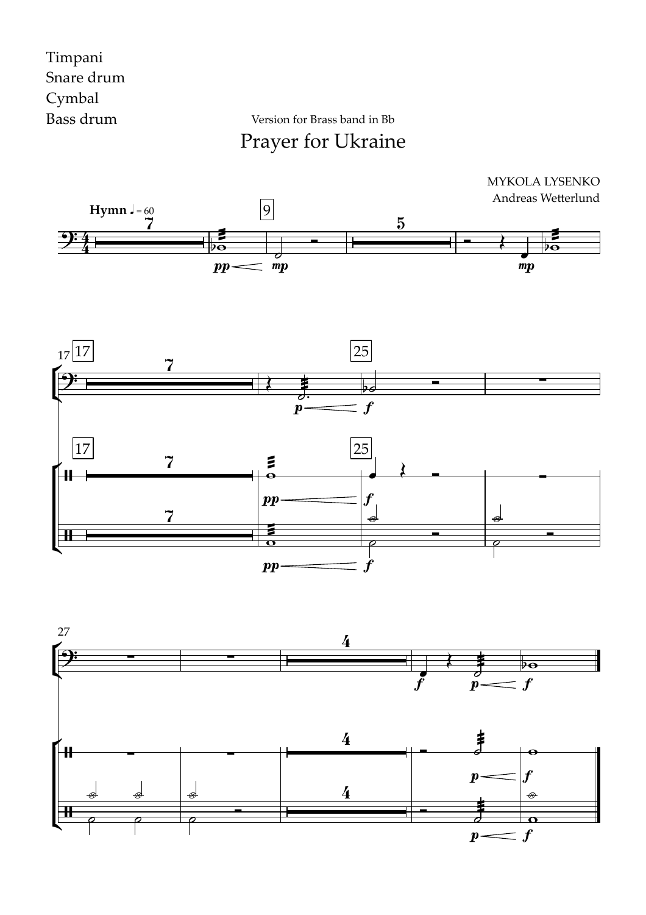Timpani
Snare drum
Cymbal
Bass drum

Version for Brass band in Bb

# Prayer for Ukraine

MYKOLA LYSENKO
Andreas Wetterlund

**Hymn** ♩ = 60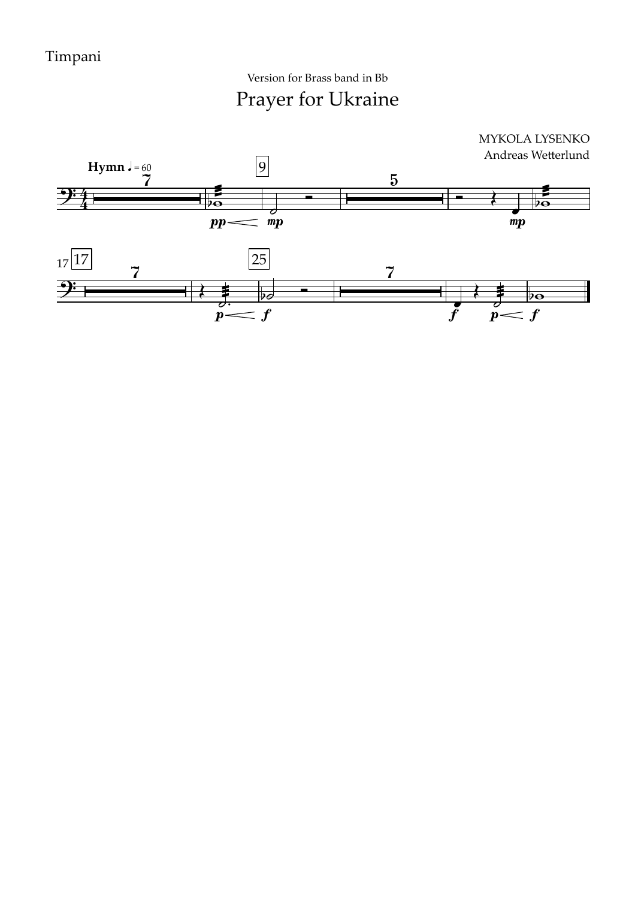Timpani

Version for Brass band in Bb

# Prayer for Ukraine

MYKOLA LYSENKO

Andreas Wetterlund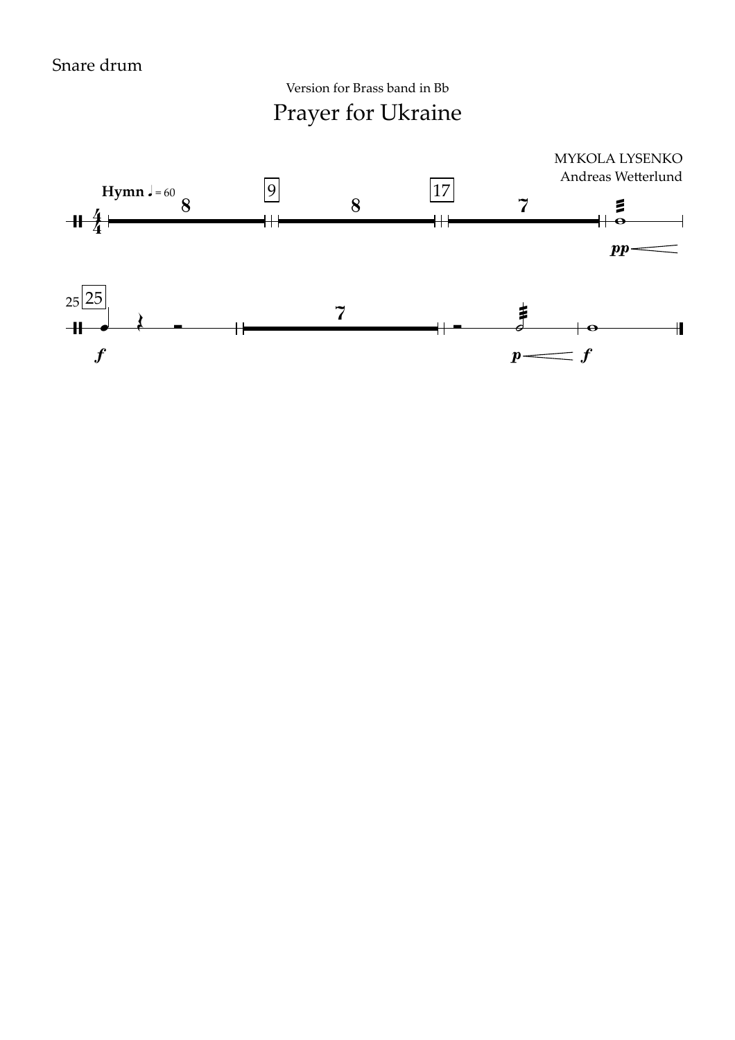Snare drum

Version for Brass band in Bb

# Prayer for Ukraine

MYKOLA LYSENKO
Andreas Wetterlund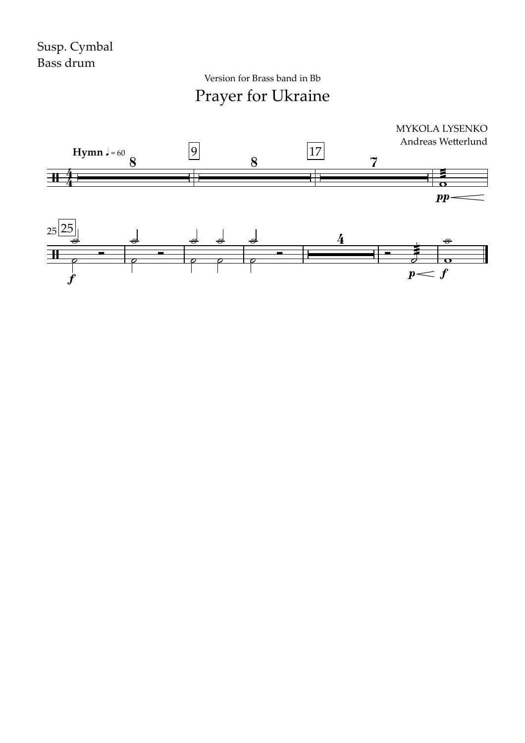Susp. Cymbal
Bass drum

Version for Brass band in Bb

# Prayer for Ukraine

MYKOLA LYSENKO
Andreas Wetterlund

**Hymn** ♩ = 60